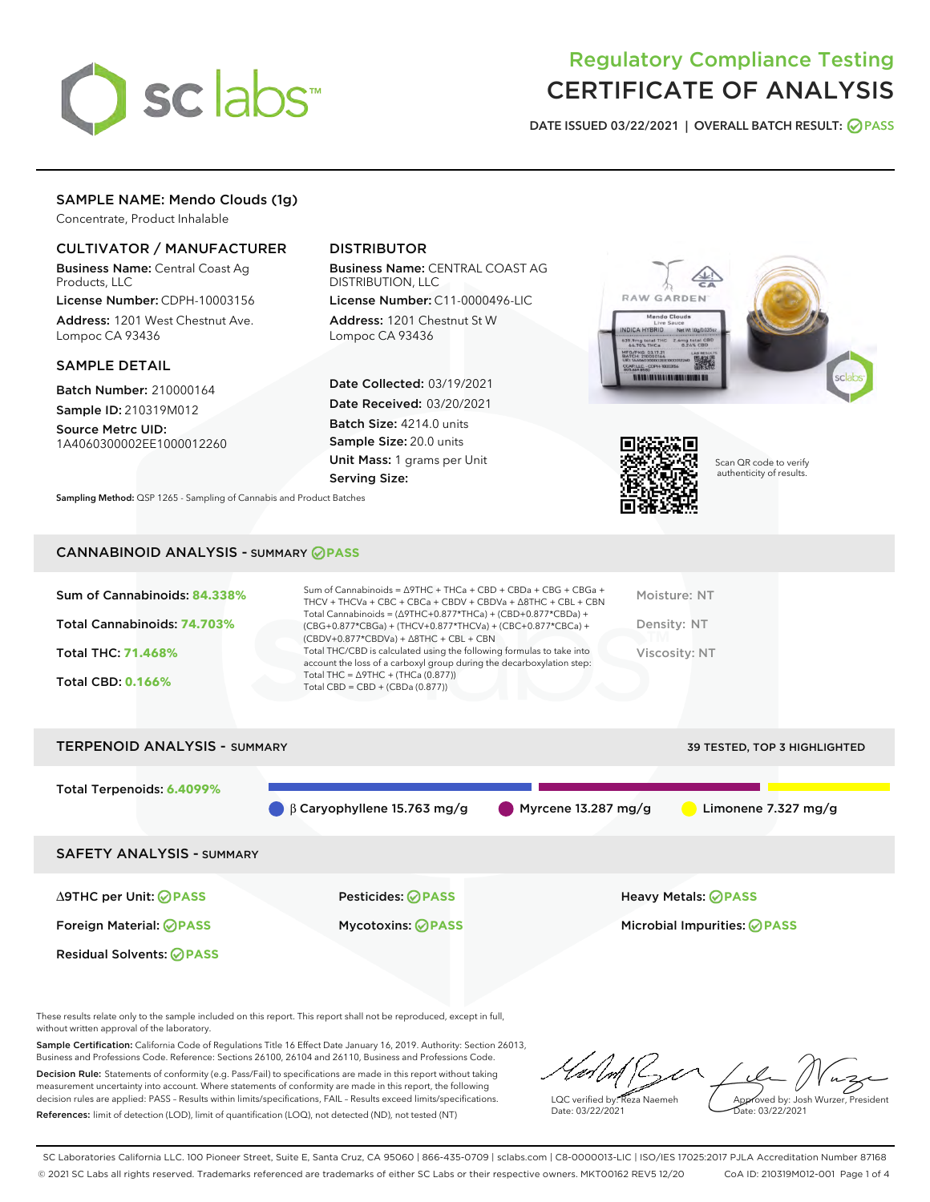# Regulatory Compliance Testing
# CERTIFICATE OF ANALYSIS

DATE ISSUED 03/22/2021 | OVERALL BATCH RESULT: PASS

## SAMPLE NAME: Mendo Clouds (1g)

Concentrate, Product Inhalable

### CULTIVATOR / MANUFACTURER

**Business Name:** Central Coast Ag Products, LLC
**License Number:** CDPH-10003156
**Address:** 1201 West Chestnut Ave. Lompoc CA 93436

### DISTRIBUTOR

**Business Name:** CENTRAL COAST AG DISTRIBUTION, LLC
**License Number:** C11-0000496-LIC
**Address:** 1201 Chestnut St W Lompoc CA 93436

### SAMPLE DETAIL

**Batch Number:** 210000164
**Sample ID:** 210319M012
**Source Metrc UID:** 1A4060300002EE1000012260

**Date Collected:** 03/19/2021
**Date Received:** 03/20/2021
**Batch Size:** 4214.0 units
**Sample Size:** 20.0 units
**Unit Mass:** 1 grams per Unit
**Serving Size:**

**Sampling Method:** QSP 1265 - Sampling of Cannabis and Product Batches

Scan QR code to verify authenticity of results.

## CANNABINOID ANALYSIS - SUMMARY PASS

Sum of Cannabinoids: **84.338%**
Total Cannabinoids: **74.703%**
Total THC: **71.468%**
Total CBD: **0.166%**

Sum of Cannabinoids = Δ9THC + THCa + CBD + CBDa + CBG + CBGa + THCV + THCVa + CBC + CBCa + CBDV + CBDVa + Δ8THC + CBL + CBN
Total Cannabinoids = (Δ9THC+0.877*THCa) + (CBD+0.877*CBDa) + (CBG+0.877*CBGa) + (THCV+0.877*THCVa) + (CBC+0.877*CBCa) + (CBDV+0.877*CBDVa) + Δ8THC + CBL + CBN
Total THC/CBD is calculated using the following formulas to take into account the loss of a carboxyl group during the decarboxylation step:
Total THC = Δ9THC + (THCa (0.877))
Total CBD = CBD + (CBDa (0.877))

Moisture: NT
Density: NT
Viscosity: NT

## TERPENOID ANALYSIS - SUMMARY

39 TESTED, TOP 3 HIGHLIGHTED

Total Terpenoids: **6.4099%**

β Caryophyllene 15.763 mg/g
Myrcene 13.287 mg/g
Limonene 7.327 mg/g

## SAFETY ANALYSIS - SUMMARY

Δ9THC per Unit: PASS
Pesticides: PASS
Heavy Metals: PASS
Foreign Material: PASS
Mycotoxins: PASS
Microbial Impurities: PASS
Residual Solvents: PASS

These results relate only to the sample included on this report. This report shall not be reproduced, except in full, without written approval of the laboratory.

**Sample Certification:** California Code of Regulations Title 16 Effect Date January 16, 2019. Authority: Section 26013, Business and Professions Code. Reference: Sections 26100, 26104 and 26110, Business and Professions Code.

**Decision Rule:** Statements of conformity (e.g. Pass/Fail) to specifications are made in this report without taking measurement uncertainty into account. Where statements of conformity are made in this report, the following decision rules are applied: PASS – Results within limits/specifications, FAIL – Results exceed limits/specifications.

**References:** limit of detection (LOD), limit of quantification (LOQ), not detected (ND), not tested (NT)

LQC verified by: Reza Naemeh
Date: 03/22/2021

Approved by: Josh Wurzer, President
Date: 03/22/2021

SC Laboratories California LLC. 100 Pioneer Street, Suite E, Santa Cruz, CA 95060 | 866-435-0709 | sclabs.com | C8-0000013-LIC | ISO/IES 17025:2017 PJLA Accreditation Number 87168
© 2021 SC Labs all rights reserved. Trademarks referenced are trademarks of either SC Labs or their respective owners. MKT00162 REV5 12/20 CoA ID: 210319M012-001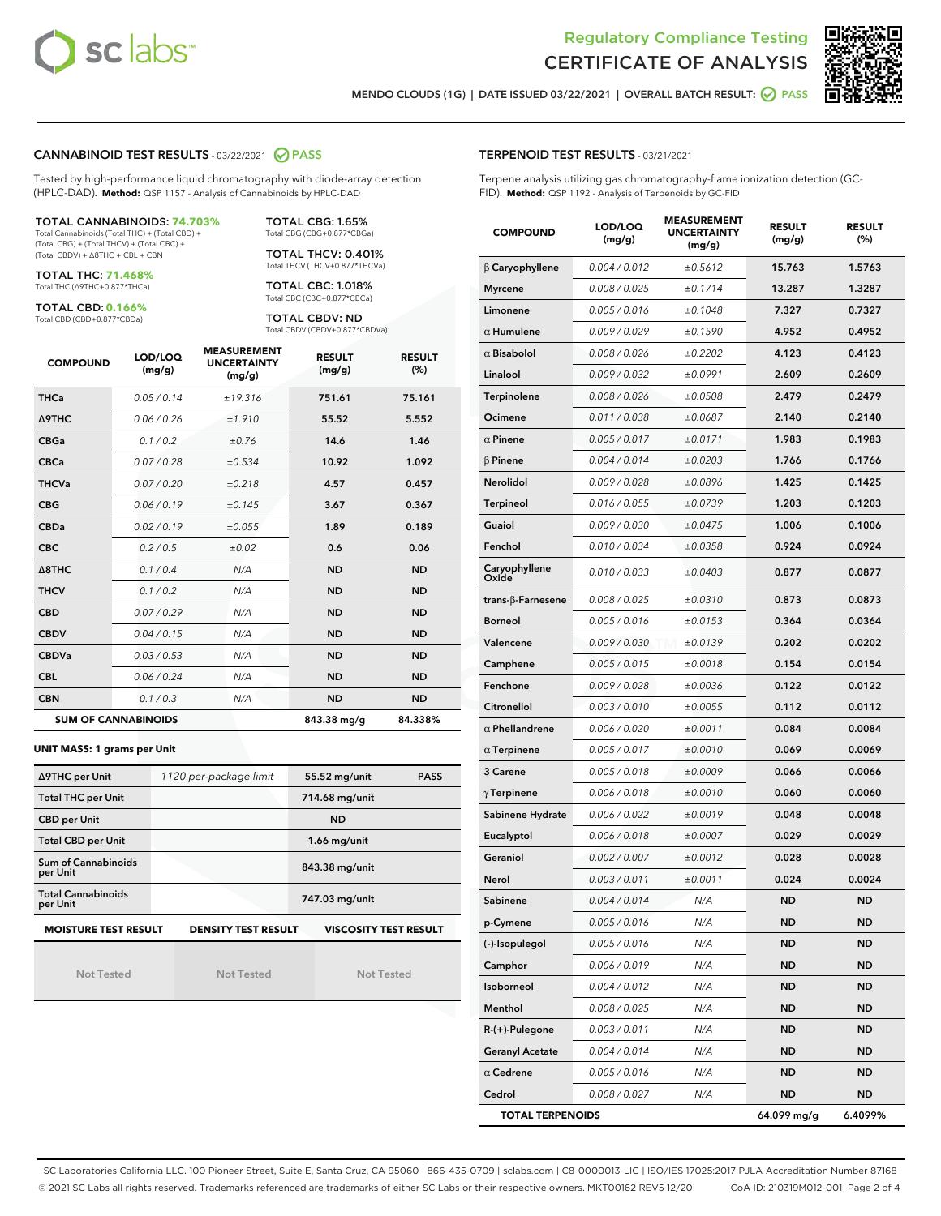Regulatory Compliance Testing
# CERTIFICATE OF ANALYSIS

MENDO CLOUDS (1G) | DATE ISSUED 03/22/2021 | OVERALL BATCH RESULT: PASS

## CANNABINOID TEST RESULTS - 03/22/2021 PASS

Tested by high-performance liquid chromatography with diode-array detection (HPLC-DAD). **Method:** QSP 1157 - Analysis of Cannabinoids by HPLC-DAD

**TOTAL CANNABINOIDS: 74.703%**
Total Cannabinoids (Total THC) + (Total CBD) + (Total CBG) + (Total THCV) + (Total CBC) + (Total CBDV) + Δ8THC + CBL + CBN

**TOTAL THC: 71.468%**
Total THC (Δ9THC+0.877*THCa)

**TOTAL CBD: 0.166%**
Total CBD (CBD+0.877*CBDa)

**TOTAL CBG: 1.65%**
Total CBG (CBG+0.877*CBGa)

**TOTAL THCV: 0.401%**
Total THCV (THCV+0.877*THCVa)

**TOTAL CBC: 1.018%**
Total CBC (CBC+0.877*CBCa)

**TOTAL CBDV: ND**
Total CBDV (CBDV+0.877*CBDVa)

| COMPOUND | LOD/LOQ (mg/g) | MEASUREMENT UNCERTAINTY (mg/g) | RESULT (mg/g) | RESULT (%) |
|---|---|---|---|---|
| THCa | 0.05 / 0.14 | ±19.316 | 751.61 | 75.161 |
| Δ9THC | 0.06 / 0.26 | ±1.910 | 55.52 | 5.552 |
| CBGa | 0.1 / 0.2 | ±0.76 | 14.6 | 1.46 |
| CBCa | 0.07 / 0.28 | ±0.534 | 10.92 | 1.092 |
| THCVa | 0.07 / 0.20 | ±0.218 | 4.57 | 0.457 |
| CBG | 0.06 / 0.19 | ±0.145 | 3.67 | 0.367 |
| CBDa | 0.02 / 0.19 | ±0.055 | 1.89 | 0.189 |
| CBC | 0.2 / 0.5 | ±0.02 | 0.6 | 0.06 |
| Δ8THC | 0.1 / 0.4 | N/A | ND | ND |
| THCV | 0.1 / 0.2 | N/A | ND | ND |
| CBD | 0.07 / 0.29 | N/A | ND | ND |
| CBDV | 0.04 / 0.15 | N/A | ND | ND |
| CBDVa | 0.03 / 0.53 | N/A | ND | ND |
| CBL | 0.06 / 0.24 | N/A | ND | ND |
| CBN | 0.1 / 0.3 | N/A | ND | ND |
| **SUM OF CANNABINOIDS** | | | **843.38 mg/g** | **84.338%** |

**UNIT MASS: 1 grams per Unit**

| | | | |
|---|---|---|---|
| Δ9THC per Unit | 1120 per-package limit | 55.52 mg/unit | PASS |
| Total THC per Unit | | 714.68 mg/unit | |
| CBD per Unit | | ND | |
| Total CBD per Unit | | 1.66 mg/unit | |
| Sum of Cannabinoids per Unit | | 843.38 mg/unit | |
| Total Cannabinoids per Unit | | 747.03 mg/unit | |

| MOISTURE TEST RESULT | DENSITY TEST RESULT | VISCOSITY TEST RESULT |
|---|---|---|
| Not Tested | Not Tested | Not Tested |

## TERPENOID TEST RESULTS - 03/21/2021

Terpene analysis utilizing gas chromatography-flame ionization detection (GC-FID). **Method:** QSP 1192 - Analysis of Terpenoids by GC-FID

| COMPOUND | LOD/LOQ (mg/g) | MEASUREMENT UNCERTAINTY (mg/g) | RESULT (mg/g) | RESULT (%) |
|---|---|---|---|---|
| β Caryophyllene | 0.004 / 0.012 | ±0.5612 | 15.763 | 1.5763 |
| Myrcene | 0.008 / 0.025 | ±0.1714 | 13.287 | 1.3287 |
| Limonene | 0.005 / 0.016 | ±0.1048 | 7.327 | 0.7327 |
| α Humulene | 0.009 / 0.029 | ±0.1590 | 4.952 | 0.4952 |
| α Bisabolol | 0.008 / 0.026 | ±0.2202 | 4.123 | 0.4123 |
| Linalool | 0.009 / 0.032 | ±0.0991 | 2.609 | 0.2609 |
| Terpinolene | 0.008 / 0.026 | ±0.0508 | 2.479 | 0.2479 |
| Ocimene | 0.011 / 0.038 | ±0.0687 | 2.140 | 0.2140 |
| α Pinene | 0.005 / 0.017 | ±0.0171 | 1.983 | 0.1983 |
| β Pinene | 0.004 / 0.014 | ±0.0203 | 1.766 | 0.1766 |
| Nerolidol | 0.009 / 0.028 | ±0.0896 | 1.425 | 0.1425 |
| Terpineol | 0.016 / 0.055 | ±0.0739 | 1.203 | 0.1203 |
| Guaiol | 0.009 / 0.030 | ±0.0475 | 1.006 | 0.1006 |
| Fenchol | 0.010 / 0.034 | ±0.0358 | 0.924 | 0.0924 |
| Caryophyllene Oxide | 0.010 / 0.033 | ±0.0403 | 0.877 | 0.0877 |
| trans-β-Farnesene | 0.008 / 0.025 | ±0.0310 | 0.873 | 0.0873 |
| Borneol | 0.005 / 0.016 | ±0.0153 | 0.364 | 0.0364 |
| Valencene | 0.009 / 0.030 | ±0.0139 | 0.202 | 0.0202 |
| Camphene | 0.005 / 0.015 | ±0.0018 | 0.154 | 0.0154 |
| Fenchone | 0.009 / 0.028 | ±0.0036 | 0.122 | 0.0122 |
| Citronellol | 0.003 / 0.010 | ±0.0055 | 0.112 | 0.0112 |
| α Phellandrene | 0.006 / 0.020 | ±0.0011 | 0.084 | 0.0084 |
| α Terpinene | 0.005 / 0.017 | ±0.0010 | 0.069 | 0.0069 |
| 3 Carene | 0.005 / 0.018 | ±0.0009 | 0.066 | 0.0066 |
| γ Terpinene | 0.006 / 0.018 | ±0.0010 | 0.060 | 0.0060 |
| Sabinene Hydrate | 0.006 / 0.022 | ±0.0019 | 0.048 | 0.0048 |
| Eucalyptol | 0.006 / 0.018 | ±0.0007 | 0.029 | 0.0029 |
| Geraniol | 0.002 / 0.007 | ±0.0012 | 0.028 | 0.0028 |
| Nerol | 0.003 / 0.011 | ±0.0011 | 0.024 | 0.0024 |
| Sabinene | 0.004 / 0.014 | N/A | ND | ND |
| p-Cymene | 0.005 / 0.016 | N/A | ND | ND |
| (-)-Isopulegol | 0.005 / 0.016 | N/A | ND | ND |
| Camphor | 0.006 / 0.019 | N/A | ND | ND |
| Isoborneol | 0.004 / 0.012 | N/A | ND | ND |
| Menthol | 0.008 / 0.025 | N/A | ND | ND |
| R-(+)-Pulegone | 0.003 / 0.011 | N/A | ND | ND |
| Geranyl Acetate | 0.004 / 0.014 | N/A | ND | ND |
| α Cedrene | 0.005 / 0.016 | N/A | ND | ND |
| Cedrol | 0.008 / 0.027 | N/A | ND | ND |
| **TOTAL TERPENOIDS** | | | **64.099 mg/g** | **6.4099%** |

SC Laboratories California LLC. 100 Pioneer Street, Suite E, Santa Cruz, CA 95060 | 866-435-0709 | sclabs.com | C8-0000013-LIC | ISO/IES 17025:2017 PJLA Accreditation Number 87168
© 2021 SC Labs all rights reserved. Trademarks referenced are trademarks of either SC Labs or their respective owners. MKT00162 REV5 12/20 CoA ID: 210319M012-001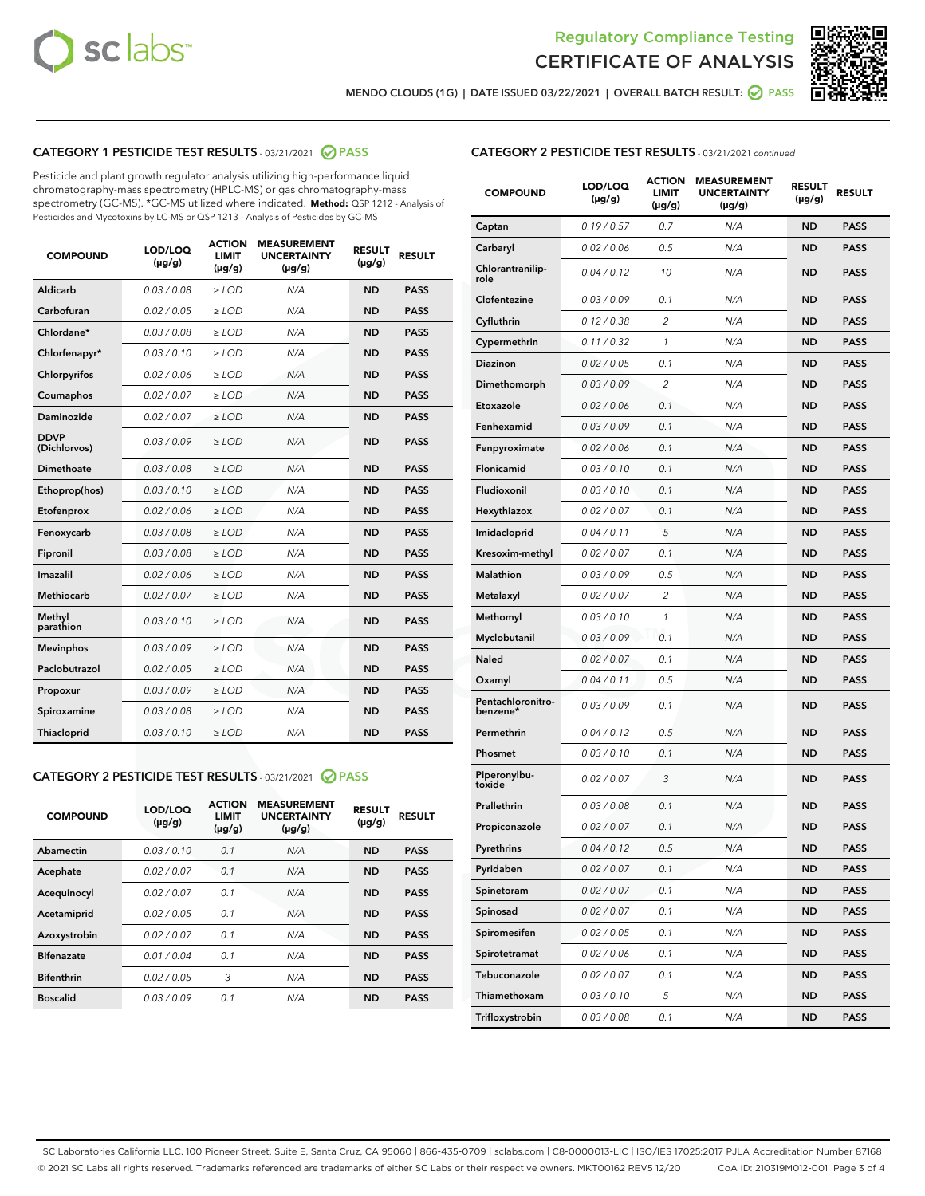Regulatory Compliance Testing
# CERTIFICATE OF ANALYSIS

MENDO CLOUDS (1G) | DATE ISSUED 03/22/2021 | OVERALL BATCH RESULT: PASS

## CATEGORY 1 PESTICIDE TEST RESULTS - 03/21/2021 PASS

Pesticide and plant growth regulator analysis utilizing high-performance liquid chromatography-mass spectrometry (HPLC-MS) or gas chromatography-mass spectrometry (GC-MS). *GC-MS utilized where indicated. **Method:** QSP 1212 - Analysis of Pesticides and Mycotoxins by LC-MS or QSP 1213 - Analysis of Pesticides by GC-MS

| COMPOUND | LOD/LOQ (µg/g) | ACTION LIMIT (µg/g) | MEASUREMENT UNCERTAINTY (µg/g) | RESULT (µg/g) | RESULT |
|---|---|---|---|---|---|
| Aldicarb | 0.03 / 0.08 | ≥ LOD | N/A | ND | PASS |
| Carbofuran | 0.02 / 0.05 | ≥ LOD | N/A | ND | PASS |
| Chlordane* | 0.03 / 0.08 | ≥ LOD | N/A | ND | PASS |
| Chlorfenapyr* | 0.03 / 0.10 | ≥ LOD | N/A | ND | PASS |
| Chlorpyrifos | 0.02 / 0.06 | ≥ LOD | N/A | ND | PASS |
| Coumaphos | 0.02 / 0.07 | ≥ LOD | N/A | ND | PASS |
| Daminozide | 0.02 / 0.07 | ≥ LOD | N/A | ND | PASS |
| DDVP (Dichlorvos) | 0.03 / 0.09 | ≥ LOD | N/A | ND | PASS |
| Dimethoate | 0.03 / 0.08 | ≥ LOD | N/A | ND | PASS |
| Ethoprop(hos) | 0.03 / 0.10 | ≥ LOD | N/A | ND | PASS |
| Etofenprox | 0.02 / 0.06 | ≥ LOD | N/A | ND | PASS |
| Fenoxycarb | 0.03 / 0.08 | ≥ LOD | N/A | ND | PASS |
| Fipronil | 0.03 / 0.08 | ≥ LOD | N/A | ND | PASS |
| Imazalil | 0.02 / 0.06 | ≥ LOD | N/A | ND | PASS |
| Methiocarb | 0.02 / 0.07 | ≥ LOD | N/A | ND | PASS |
| Methyl parathion | 0.03 / 0.10 | ≥ LOD | N/A | ND | PASS |
| Mevinphos | 0.03 / 0.09 | ≥ LOD | N/A | ND | PASS |
| Paclobutrazol | 0.02 / 0.05 | ≥ LOD | N/A | ND | PASS |
| Propoxur | 0.03 / 0.09 | ≥ LOD | N/A | ND | PASS |
| Spiroxamine | 0.03 / 0.08 | ≥ LOD | N/A | ND | PASS |
| Thiacloprid | 0.03 / 0.10 | ≥ LOD | N/A | ND | PASS |

## CATEGORY 2 PESTICIDE TEST RESULTS - 03/21/2021 PASS

| COMPOUND | LOD/LOQ (µg/g) | ACTION LIMIT (µg/g) | MEASUREMENT UNCERTAINTY (µg/g) | RESULT (µg/g) | RESULT |
|---|---|---|---|---|---|
| Abamectin | 0.03 / 0.10 | 0.1 | N/A | ND | PASS |
| Acephate | 0.02 / 0.07 | 0.1 | N/A | ND | PASS |
| Acequinocyl | 0.02 / 0.07 | 0.1 | N/A | ND | PASS |
| Acetamiprid | 0.02 / 0.05 | 0.1 | N/A | ND | PASS |
| Azoxystrobin | 0.02 / 0.07 | 0.1 | N/A | ND | PASS |
| Bifenazate | 0.01 / 0.04 | 0.1 | N/A | ND | PASS |
| Bifenthrin | 0.02 / 0.05 | 3 | N/A | ND | PASS |
| Boscalid | 0.03 / 0.09 | 0.1 | N/A | ND | PASS |
| Captan | 0.19 / 0.57 | 0.7 | N/A | ND | PASS |
| Carbaryl | 0.02 / 0.06 | 0.5 | N/A | ND | PASS |
| Chlorantraniliprole | 0.04 / 0.12 | 10 | N/A | ND | PASS |
| Clofentezine | 0.03 / 0.09 | 0.1 | N/A | ND | PASS |
| Cyfluthrin | 0.12 / 0.38 | 2 | N/A | ND | PASS |
| Cypermethrin | 0.11 / 0.32 | 1 | N/A | ND | PASS |
| Diazinon | 0.02 / 0.05 | 0.1 | N/A | ND | PASS |
| Dimethomorph | 0.03 / 0.09 | 2 | N/A | ND | PASS |
| Etoxazole | 0.02 / 0.06 | 0.1 | N/A | ND | PASS |
| Fenhexamid | 0.03 / 0.09 | 0.1 | N/A | ND | PASS |
| Fenpyroximate | 0.02 / 0.06 | 0.1 | N/A | ND | PASS |
| Flonicamid | 0.03 / 0.10 | 0.1 | N/A | ND | PASS |
| Fludioxonil | 0.03 / 0.10 | 0.1 | N/A | ND | PASS |
| Hexythiazox | 0.02 / 0.07 | 0.1 | N/A | ND | PASS |
| Imidacloprid | 0.04 / 0.11 | 5 | N/A | ND | PASS |
| Kresoxim-methyl | 0.02 / 0.07 | 0.1 | N/A | ND | PASS |
| Malathion | 0.03 / 0.09 | 0.5 | N/A | ND | PASS |
| Metalaxyl | 0.02 / 0.07 | 2 | N/A | ND | PASS |
| Methomyl | 0.03 / 0.10 | 1 | N/A | ND | PASS |
| Myclobutanil | 0.03 / 0.09 | 0.1 | N/A | ND | PASS |
| Naled | 0.02 / 0.07 | 0.1 | N/A | ND | PASS |
| Oxamyl | 0.04 / 0.11 | 0.5 | N/A | ND | PASS |
| Pentachloronitrobenzene* | 0.03 / 0.09 | 0.1 | N/A | ND | PASS |
| Permethrin | 0.04 / 0.12 | 0.5 | N/A | ND | PASS |
| Phosmet | 0.03 / 0.10 | 0.1 | N/A | ND | PASS |
| Piperonylbutoxide | 0.02 / 0.07 | 3 | N/A | ND | PASS |
| Prallethrin | 0.03 / 0.08 | 0.1 | N/A | ND | PASS |
| Propiconazole | 0.02 / 0.07 | 0.1 | N/A | ND | PASS |
| Pyrethrins | 0.04 / 0.12 | 0.5 | N/A | ND | PASS |
| Pyridaben | 0.02 / 0.07 | 0.1 | N/A | ND | PASS |
| Spinetoram | 0.02 / 0.07 | 0.1 | N/A | ND | PASS |
| Spinosad | 0.02 / 0.07 | 0.1 | N/A | ND | PASS |
| Spiromesifen | 0.02 / 0.05 | 0.1 | N/A | ND | PASS |
| Spirotetramat | 0.02 / 0.06 | 0.1 | N/A | ND | PASS |
| Tebuconazole | 0.02 / 0.07 | 0.1 | N/A | ND | PASS |
| Thiamethoxam | 0.03 / 0.10 | 5 | N/A | ND | PASS |
| Trifloxystrobin | 0.03 / 0.08 | 0.1 | N/A | ND | PASS |

SC Laboratories California LLC. 100 Pioneer Street, Suite E, Santa Cruz, CA 95060 | 866-435-0709 | sclabs.com | C8-0000013-LIC | ISO/IES 17025:2017 PJLA Accreditation Number 87168
© 2021 SC Labs all rights reserved. Trademarks referenced are trademarks of either SC Labs or their respective owners. MKT00162 REV5 12/20 CoA ID: 210319M012-001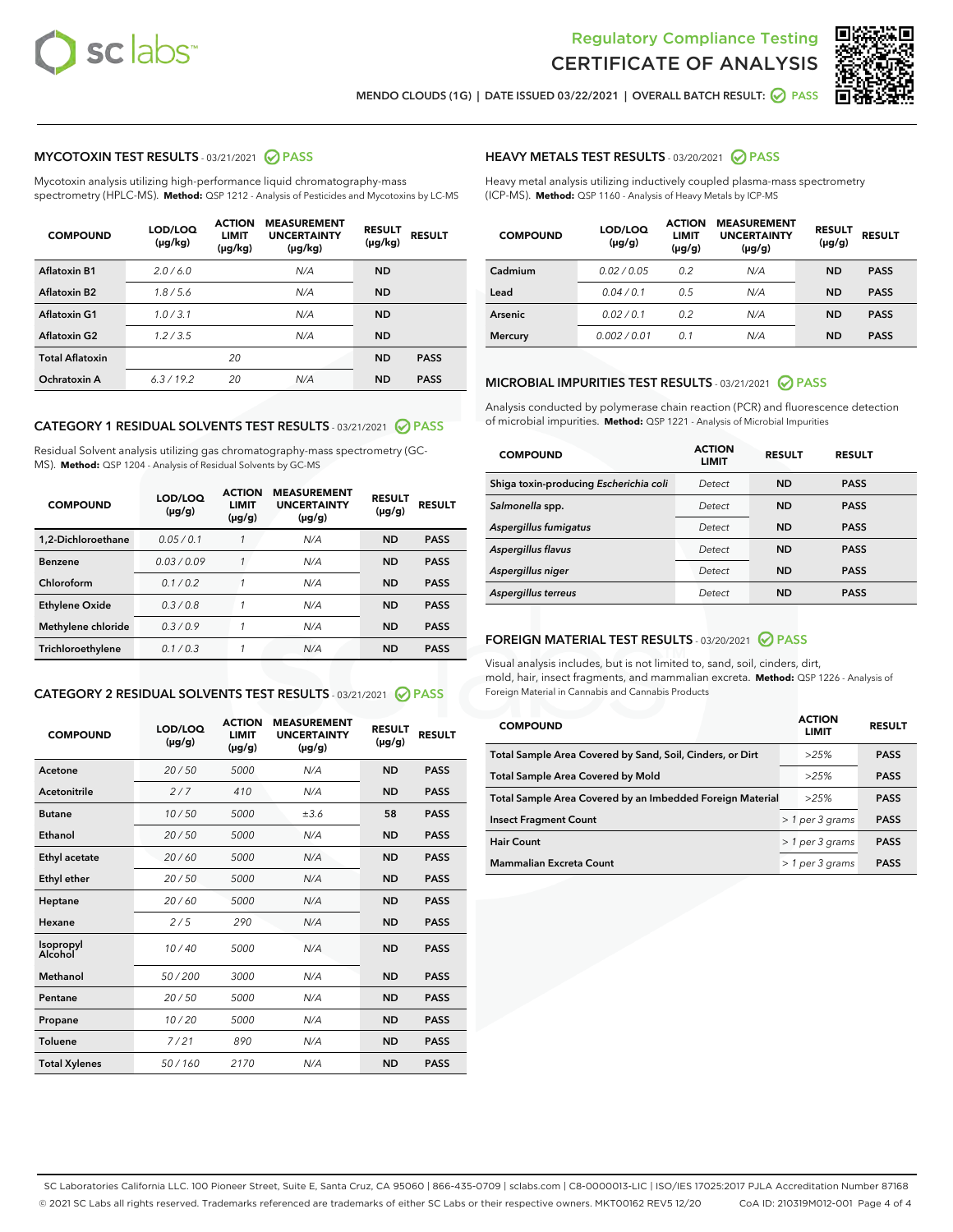Regulatory Compliance Testing
# CERTIFICATE OF ANALYSIS

MENDO CLOUDS (1G) | DATE ISSUED 03/22/2021 | OVERALL BATCH RESULT: PASS

## MYCOTOXIN TEST RESULTS - 03/21/2021 PASS

Mycotoxin analysis utilizing high-performance liquid chromatography-mass spectrometry (HPLC-MS). **Method:** QSP 1212 - Analysis of Pesticides and Mycotoxins by LC-MS

| COMPOUND | LOD/LOQ (µg/kg) | ACTION LIMIT (µg/kg) | MEASUREMENT UNCERTAINTY (µg/kg) | RESULT (µg/kg) | RESULT |
|---|---|---|---|---|---|
| Aflatoxin B1 | 2.0 / 6.0 | | N/A | ND | |
| Aflatoxin B2 | 1.8 / 5.6 | | N/A | ND | |
| Aflatoxin G1 | 1.0 / 3.1 | | N/A | ND | |
| Aflatoxin G2 | 1.2 / 3.5 | | N/A | ND | |
| Total Aflatoxin | | 20 | | ND | PASS |
| Ochratoxin A | 6.3 / 19.2 | 20 | N/A | ND | PASS |

## CATEGORY 1 RESIDUAL SOLVENTS TEST RESULTS - 03/21/2021 PASS

Residual Solvent analysis utilizing gas chromatography-mass spectrometry (GC-MS). **Method:** QSP 1204 - Analysis of Residual Solvents by GC-MS

| COMPOUND | LOD/LOQ (µg/g) | ACTION LIMIT (µg/g) | MEASUREMENT UNCERTAINTY (µg/g) | RESULT (µg/g) | RESULT |
|---|---|---|---|---|---|
| 1,2-Dichloroethane | 0.05 / 0.1 | 1 | N/A | ND | PASS |
| Benzene | 0.03 / 0.09 | 1 | N/A | ND | PASS |
| Chloroform | 0.1 / 0.2 | 1 | N/A | ND | PASS |
| Ethylene Oxide | 0.3 / 0.8 | 1 | N/A | ND | PASS |
| Methylene chloride | 0.3 / 0.9 | 1 | N/A | ND | PASS |
| Trichloroethylene | 0.1 / 0.3 | 1 | N/A | ND | PASS |

## CATEGORY 2 RESIDUAL SOLVENTS TEST RESULTS - 03/21/2021 PASS

| COMPOUND | LOD/LOQ (µg/g) | ACTION LIMIT (µg/g) | MEASUREMENT UNCERTAINTY (µg/g) | RESULT (µg/g) | RESULT |
|---|---|---|---|---|---|
| Acetone | 20 / 50 | 5000 | N/A | ND | PASS |
| Acetonitrile | 2 / 7 | 410 | N/A | ND | PASS |
| Butane | 10 / 50 | 5000 | ±3.6 | 58 | PASS |
| Ethanol | 20 / 50 | 5000 | N/A | ND | PASS |
| Ethyl acetate | 20 / 60 | 5000 | N/A | ND | PASS |
| Ethyl ether | 20 / 50 | 5000 | N/A | ND | PASS |
| Heptane | 20 / 60 | 5000 | N/A | ND | PASS |
| Hexane | 2 / 5 | 290 | N/A | ND | PASS |
| Isopropyl Alcohol | 10 / 40 | 5000 | N/A | ND | PASS |
| Methanol | 50 / 200 | 3000 | N/A | ND | PASS |
| Pentane | 20 / 50 | 5000 | N/A | ND | PASS |
| Propane | 10 / 20 | 5000 | N/A | ND | PASS |
| Toluene | 7 / 21 | 890 | N/A | ND | PASS |
| Total Xylenes | 50 / 160 | 2170 | N/A | ND | PASS |

## HEAVY METALS TEST RESULTS - 03/20/2021 PASS

Heavy metal analysis utilizing inductively coupled plasma-mass spectrometry (ICP-MS). **Method:** QSP 1160 - Analysis of Heavy Metals by ICP-MS

| COMPOUND | LOD/LOQ (µg/g) | ACTION LIMIT (µg/g) | MEASUREMENT UNCERTAINTY (µg/g) | RESULT (µg/g) | RESULT |
|---|---|---|---|---|---|
| Cadmium | 0.02 / 0.05 | 0.2 | N/A | ND | PASS |
| Lead | 0.04 / 0.1 | 0.5 | N/A | ND | PASS |
| Arsenic | 0.02 / 0.1 | 0.2 | N/A | ND | PASS |
| Mercury | 0.002 / 0.01 | 0.1 | N/A | ND | PASS |

## MICROBIAL IMPURITIES TEST RESULTS - 03/21/2021 PASS

Analysis conducted by polymerase chain reaction (PCR) and fluorescence detection of microbial impurities. **Method:** QSP 1221 - Analysis of Microbial Impurities

| COMPOUND | ACTION LIMIT | RESULT | RESULT |
|---|---|---|---|
| Shiga toxin-producing *Escherichia coli* | Detect | ND | PASS |
| *Salmonella* spp. | Detect | ND | PASS |
| *Aspergillus fumigatus* | Detect | ND | PASS |
| *Aspergillus flavus* | Detect | ND | PASS |
| *Aspergillus niger* | Detect | ND | PASS |
| *Aspergillus terreus* | Detect | ND | PASS |

## FOREIGN MATERIAL TEST RESULTS - 03/20/2021 PASS

Visual analysis includes, but is not limited to, sand, soil, cinders, dirt, mold, hair, insect fragments, and mammalian excreta. **Method:** QSP 1226 - Analysis of Foreign Material in Cannabis and Cannabis Products

| COMPOUND | ACTION LIMIT | RESULT |
|---|---|---|
| Total Sample Area Covered by Sand, Soil, Cinders, or Dirt | >25% | PASS |
| Total Sample Area Covered by Mold | >25% | PASS |
| Total Sample Area Covered by an Imbedded Foreign Material | >25% | PASS |
| Insect Fragment Count | > 1 per 3 grams | PASS |
| Hair Count | > 1 per 3 grams | PASS |
| Mammalian Excreta Count | > 1 per 3 grams | PASS |

SC Laboratories California LLC. 100 Pioneer Street, Suite E, Santa Cruz, CA 95060 | 866-435-0709 | sclabs.com | C8-0000013-LIC | ISO/IES 17025:2017 PJLA Accreditation Number 87168
© 2021 SC Labs all rights reserved. Trademarks referenced are trademarks of either SC Labs or their respective owners. MKT00162 REV5 12/20 CoA ID: 210319M012-001